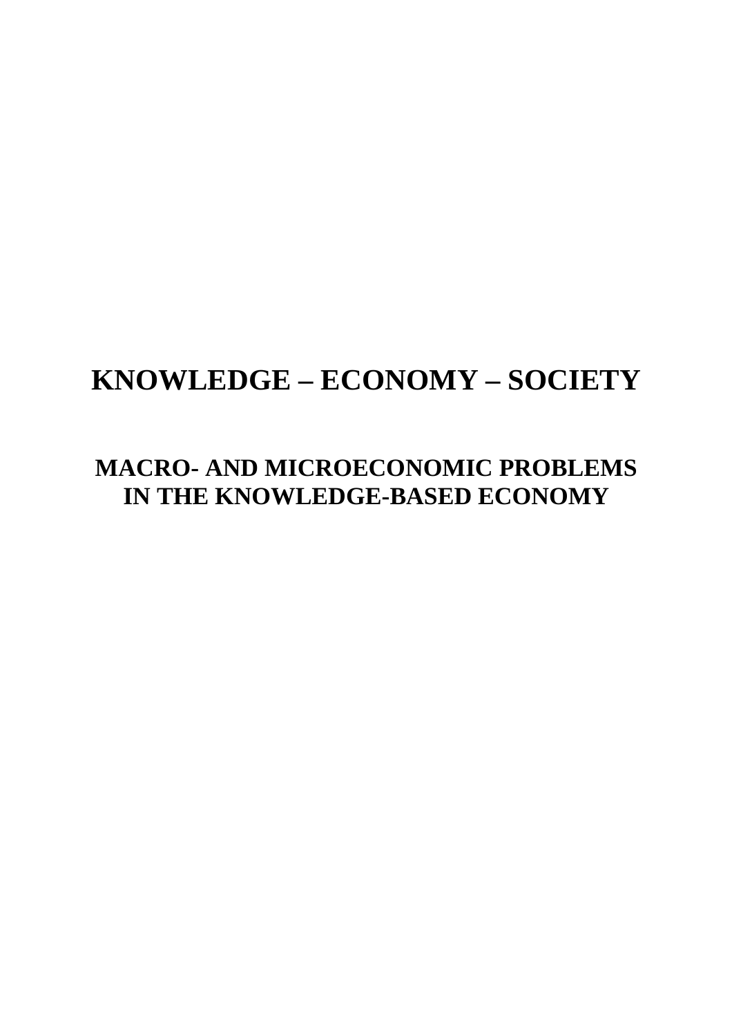# KNOWLEDGE – ECONOMY – SOCIETY

## MACRO- AND MICROECONOMIC PROBLEMS IN THE KNOWLEDGE-BASED ECONOMY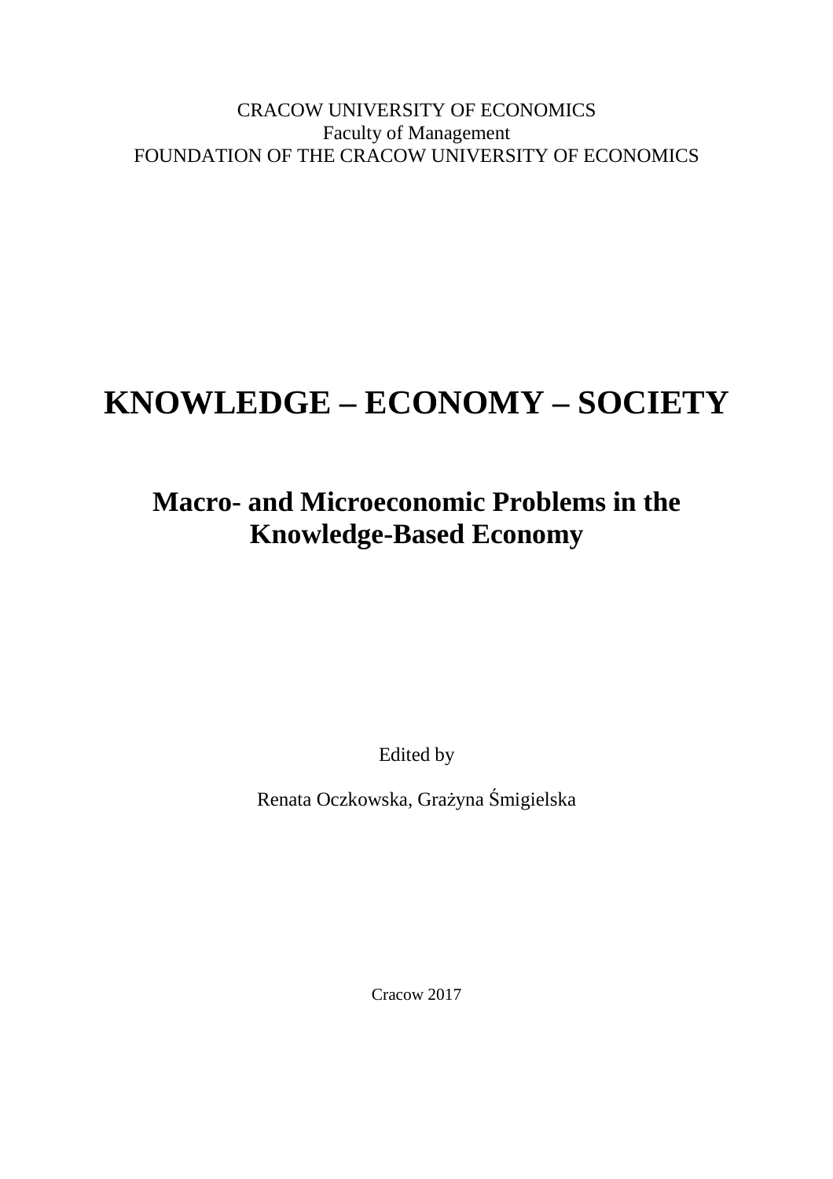CRACOW UNIVERSITY OF ECONOMICS
Faculty of Management
FOUNDATION OF THE CRACOW UNIVERSITY OF ECONOMICS

# KNOWLEDGE – ECONOMY – SOCIETY

## Macro- and Microeconomic Problems in the Knowledge-Based Economy

Edited by

Renata Oczkowska, Grażyna Śmigielska

Cracow 2017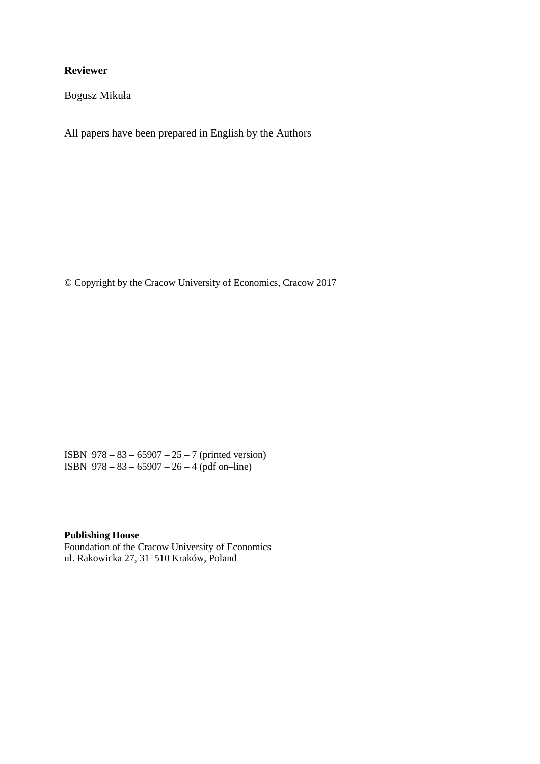**Reviewer**

Bogusz Mikuła

All papers have been prepared in English by the Authors

© Copyright by the Cracow University of Economics, Cracow 2017

ISBN 978 – 83 – 65907 – 25 – 7 (printed version)
ISBN 978 – 83 – 65907 – 26 – 4 (pdf on–line)

**Publishing House**
Foundation of the Cracow University of Economics
ul. Rakowicka 27, 31–510 Kraków, Poland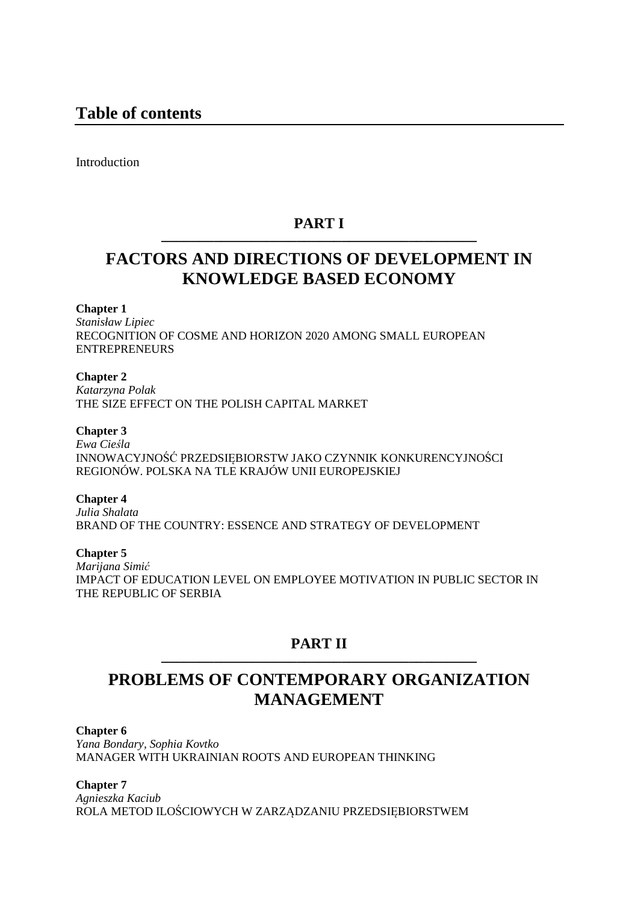# Table of contents

Introduction

## PART I

## FACTORS AND DIRECTIONS OF DEVELOPMENT IN KNOWLEDGE BASED ECONOMY

**Chapter 1**
*Stanisław Lipiec*
RECOGNITION OF COSME AND HORIZON 2020 AMONG SMALL EUROPEAN ENTREPRENEURS

**Chapter 2**
*Katarzyna Polak*
THE SIZE EFFECT ON THE POLISH CAPITAL MARKET

**Chapter 3**
*Ewa Cieśla*
INNOWACYJNOŚĆ PRZEDSIĘBIORSTW JAKO CZYNNIK KONKURENCYJNOŚCI REGIONÓW. POLSKA NA TLE KRAJÓW UNII EUROPEJSKIEJ

**Chapter 4**
*Julia Shalata*
BRAND OF THE COUNTRY: ESSENCE AND STRATEGY OF DEVELOPMENT

**Chapter 5**
*Marijana Simić*
IMPACT OF EDUCATION LEVEL ON EMPLOYEE MOTIVATION IN PUBLIC SECTOR IN THE REPUBLIC OF SERBIA

## PART II

## PROBLEMS OF CONTEMPORARY ORGANIZATION MANAGEMENT

**Chapter 6**
*Yana Bondary, Sophia Kovtko*
MANAGER WITH UKRAINIAN ROOTS AND EUROPEAN THINKING

**Chapter 7**
*Agnieszka Kaciub*
ROLA METOD ILOŚCIOWYCH W ZARZĄDZANIU PRZEDSIĘBIORSTWEM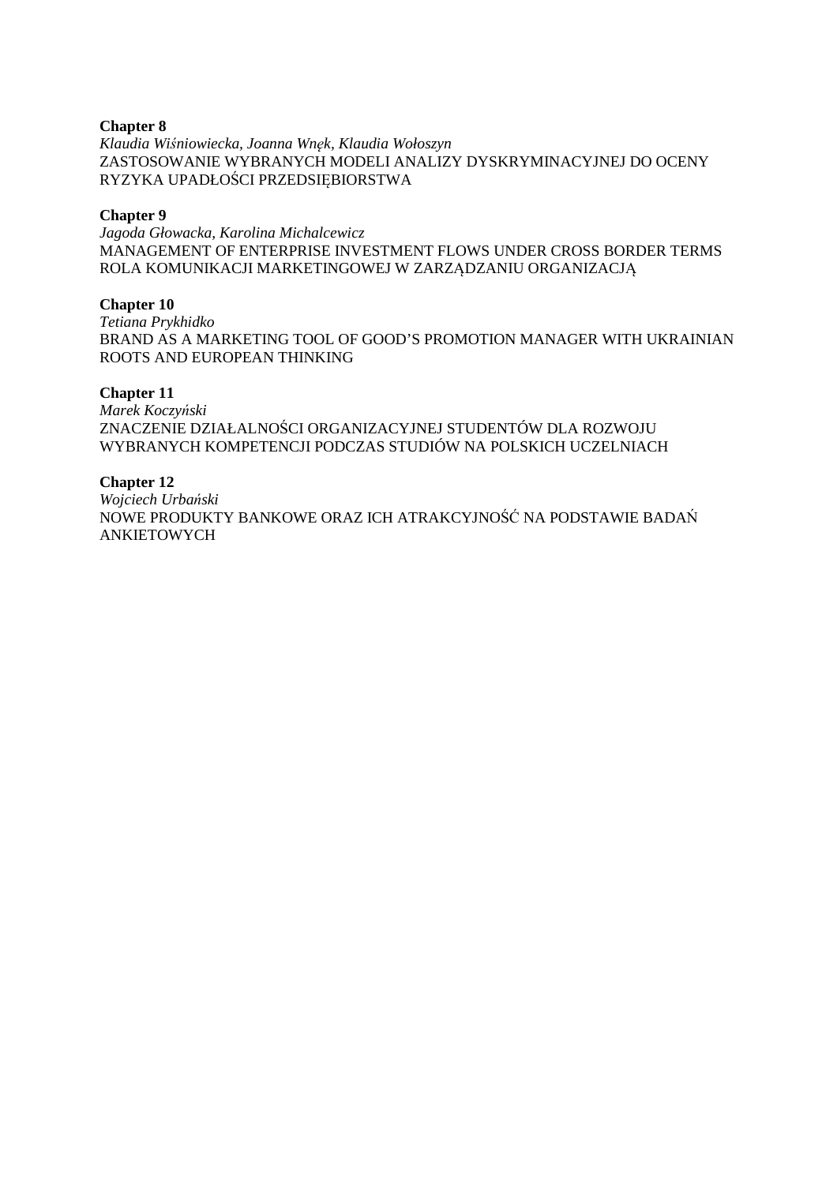**Chapter 8**
*Klaudia Wiśniowiecka, Joanna Wnęk, Klaudia Wołoszyn*
ZASTOSOWANIE WYBRANYCH MODELI ANALIZY DYSKRYMINACYJNEJ DO OCENY RYZYKA UPADŁOŚCI PRZEDSIĘBIORSTWA

**Chapter 9**
*Jagoda Głowacka, Karolina Michalcewicz*
MANAGEMENT OF ENTERPRISE INVESTMENT FLOWS UNDER CROSS BORDER TERMS
ROLA KOMUNIKACJI MARKETINGOWEJ W ZARZĄDZANIU ORGANIZACJĄ

**Chapter 10**
*Tetiana Prykhidko*
BRAND AS A MARKETING TOOL OF GOOD'S PROMOTION MANAGER WITH UKRAINIAN ROOTS AND EUROPEAN THINKING

**Chapter 11**
*Marek Koczyński*
ZNACZENIE DZIAŁALNOŚCI ORGANIZACYJNEJ STUDENTÓW DLA ROZWOJU WYBRANYCH KOMPETENCJI PODCZAS STUDIÓW NA POLSKICH UCZELNIACH

**Chapter 12**
*Wojciech Urbański*
NOWE PRODUKTY BANKOWE ORAZ ICH ATRAKCYJNOŚĆ NA PODSTAWIE BADAŃ ANKIETOWYCH